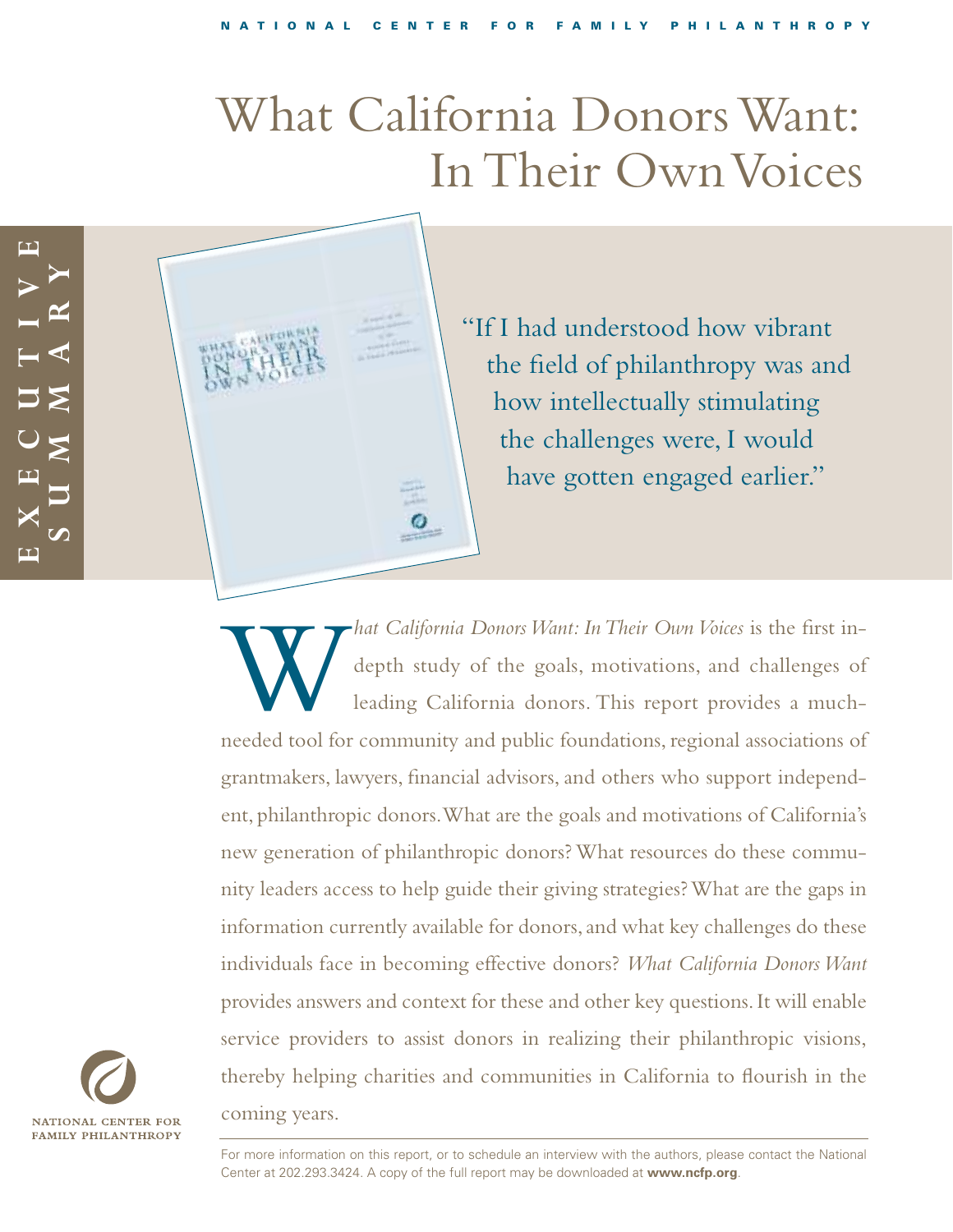NATIONAL CENTER FOR FAMILY PHILANTHROPY

# What California Donors Want: In Their Own Voices

EXECUTIVE SUMMARY

"If I had understood how vibrant the field of philanthropy was and how intellectually stimulating the challenges were, I would have gotten engaged earlier."

*What California Donors Want: In Their Own Voices* is the first in-depth study of the goals, motivations, and challenges of leading California donors. This report provides a much-needed tool for community and public foundations, regional associations of grantmakers, lawyers, financial advisors, and others who support independent, philanthropic donors. What are the goals and motivations of California's new generation of philanthropic donors? What resources do these community leaders access to help guide their giving strategies? What are the gaps in information currently available for donors, and what key challenges do these individuals face in becoming effective donors? *What California Donors Want* provides answers and context for these and other key questions. It will enable service providers to assist donors in realizing their philanthropic visions, thereby helping charities and communities in California to flourish in the coming years.

NATIONAL CENTER FOR FAMILY PHILANTHROPY

For more information on this report, or to schedule an interview with the authors, please contact the National Center at 202.293.3424. A copy of the full report may be downloaded at **www.ncfp.org**.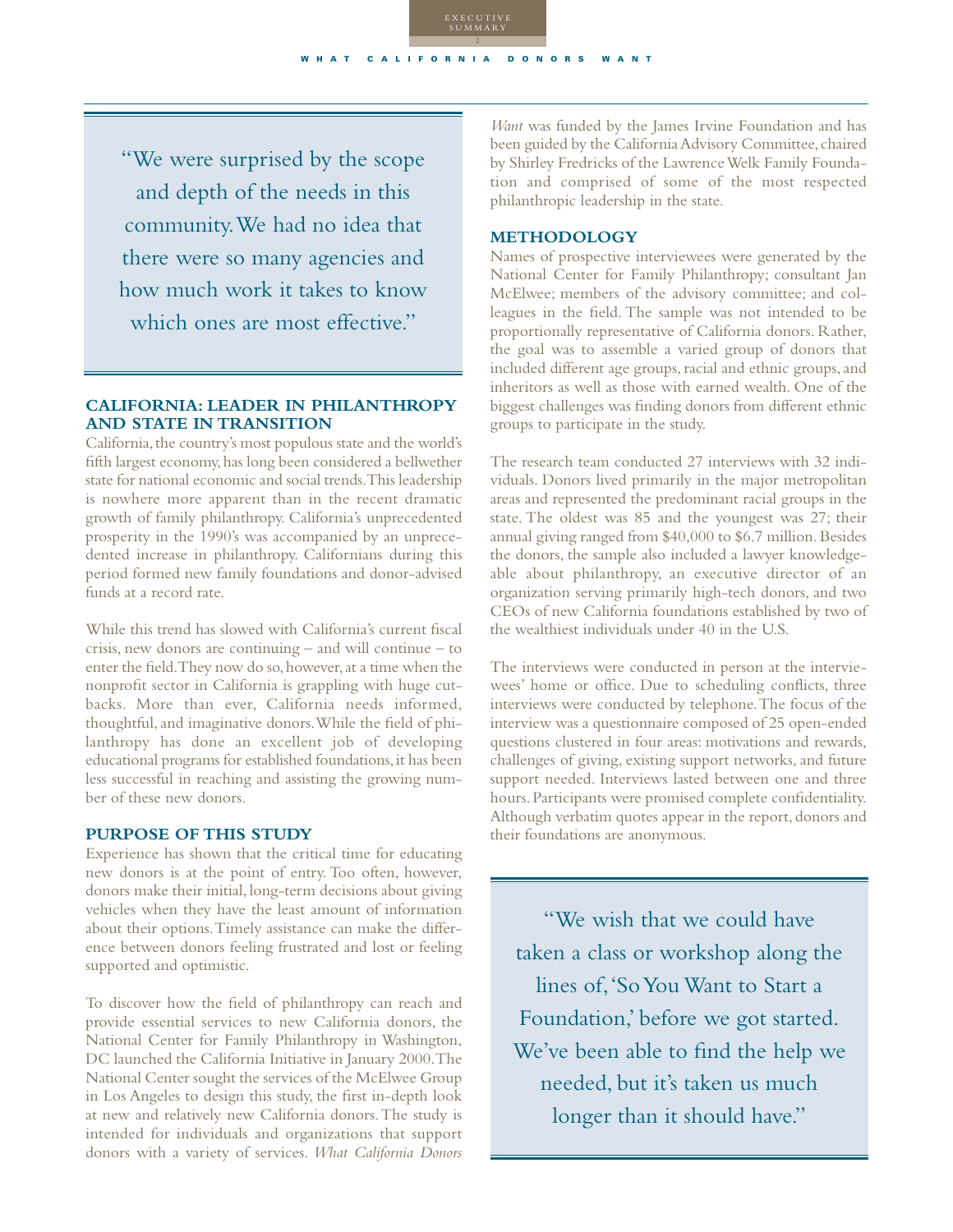> "We were surprised by the scope and depth of the needs in this community. We had no idea that there were so many agencies and how much work it takes to know which ones are most effective."

## CALIFORNIA: LEADER IN PHILANTHROPY AND STATE IN TRANSITION

California, the country's most populous state and the world's fifth largest economy, has long been considered a bellwether state for national economic and social trends. This leadership is nowhere more apparent than in the recent dramatic growth of family philanthropy. California's unprecedented prosperity in the 1990's was accompanied by an unprecedented increase in philanthropy. Californians during this period formed new family foundations and donor-advised funds at a record rate.

While this trend has slowed with California's current fiscal crisis, new donors are continuing – and will continue – to enter the field. They now do so, however, at a time when the nonprofit sector in California is grappling with huge cutbacks. More than ever, California needs informed, thoughtful, and imaginative donors. While the field of philanthropy has done an excellent job of developing educational programs for established foundations, it has been less successful in reaching and assisting the growing number of these new donors.

## PURPOSE OF THIS STUDY

Experience has shown that the critical time for educating new donors is at the point of entry. Too often, however, donors make their initial, long-term decisions about giving vehicles when they have the least amount of information about their options. Timely assistance can make the difference between donors feeling frustrated and lost or feeling supported and optimistic.

To discover how the field of philanthropy can reach and provide essential services to new California donors, the National Center for Family Philanthropy in Washington, DC launched the California Initiative in January 2000. The National Center sought the services of the McElwee Group in Los Angeles to design this study, the first in-depth look at new and relatively new California donors. The study is intended for individuals and organizations that support donors with a variety of services. *What California Donors Want* was funded by the James Irvine Foundation and has been guided by the California Advisory Committee, chaired by Shirley Fredricks of the Lawrence Welk Family Foundation and comprised of some of the most respected philanthropic leadership in the state.

## METHODOLOGY

Names of prospective interviewees were generated by the National Center for Family Philanthropy; consultant Jan McElwee; members of the advisory committee; and colleagues in the field. The sample was not intended to be proportionally representative of California donors. Rather, the goal was to assemble a varied group of donors that included different age groups, racial and ethnic groups, and inheritors as well as those with earned wealth. One of the biggest challenges was finding donors from different ethnic groups to participate in the study.

The research team conducted 27 interviews with 32 individuals. Donors lived primarily in the major metropolitan areas and represented the predominant racial groups in the state. The oldest was 85 and the youngest was 27; their annual giving ranged from $40,000 to $6.7 million. Besides the donors, the sample also included a lawyer knowledgeable about philanthropy, an executive director of an organization serving primarily high-tech donors, and two CEOs of new California foundations established by two of the wealthiest individuals under 40 in the U.S.

The interviews were conducted in person at the interviewees' home or office. Due to scheduling conflicts, three interviews were conducted by telephone. The focus of the interview was a questionnaire composed of 25 open-ended questions clustered in four areas: motivations and rewards, challenges of giving, existing support networks, and future support needed. Interviews lasted between one and three hours. Participants were promised complete confidentiality. Although verbatim quotes appear in the report, donors and their foundations are anonymous.

> "We wish that we could have taken a class or workshop along the lines of, 'So You Want to Start a Foundation,' before we got started. We've been able to find the help we needed, but it's taken us much longer than it should have."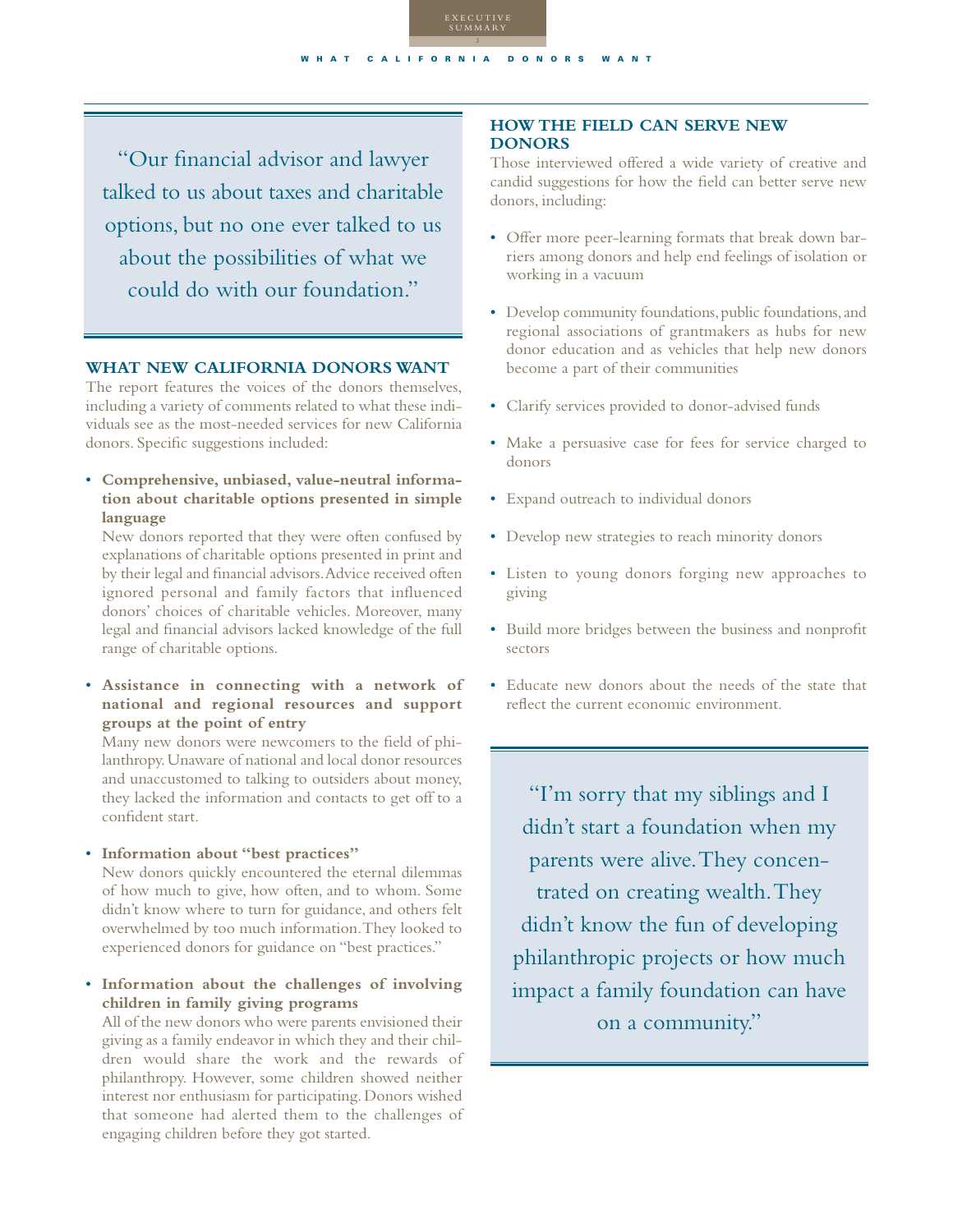> "Our financial advisor and lawyer talked to us about taxes and charitable options, but no one ever talked to us about the possibilities of what we could do with our foundation."

## WHAT NEW CALIFORNIA DONORS WANT

The report features the voices of the donors themselves, including a variety of comments related to what these individuals see as the most-needed services for new California donors. Specific suggestions included:

- **Comprehensive, unbiased, value-neutral information about charitable options presented in simple language**
  New donors reported that they were often confused by explanations of charitable options presented in print and by their legal and financial advisors. Advice received often ignored personal and family factors that influenced donors' choices of charitable vehicles. Moreover, many legal and financial advisors lacked knowledge of the full range of charitable options.

- **Assistance in connecting with a network of national and regional resources and support groups at the point of entry**
  Many new donors were newcomers to the field of philanthropy. Unaware of national and local donor resources and unaccustomed to talking to outsiders about money, they lacked the information and contacts to get off to a confident start.

- **Information about "best practices"**
  New donors quickly encountered the eternal dilemmas of how much to give, how often, and to whom. Some didn't know where to turn for guidance, and others felt overwhelmed by too much information. They looked to experienced donors for guidance on "best practices."

- **Information about the challenges of involving children in family giving programs**
  All of the new donors who were parents envisioned their giving as a family endeavor in which they and their children would share the work and the rewards of philanthropy. However, some children showed neither interest nor enthusiasm for participating. Donors wished that someone had alerted them to the challenges of engaging children before they got started.

## HOW THE FIELD CAN SERVE NEW DONORS

Those interviewed offered a wide variety of creative and candid suggestions for how the field can better serve new donors, including:

- Offer more peer-learning formats that break down barriers among donors and help end feelings of isolation or working in a vacuum
- Develop community foundations, public foundations, and regional associations of grantmakers as hubs for new donor education and as vehicles that help new donors become a part of their communities
- Clarify services provided to donor-advised funds
- Make a persuasive case for fees for service charged to donors
- Expand outreach to individual donors
- Develop new strategies to reach minority donors
- Listen to young donors forging new approaches to giving
- Build more bridges between the business and nonprofit sectors
- Educate new donors about the needs of the state that reflect the current economic environment.

> "I'm sorry that my siblings and I didn't start a foundation when my parents were alive. They concentrated on creating wealth. They didn't know the fun of developing philanthropic projects or how much impact a family foundation can have on a community."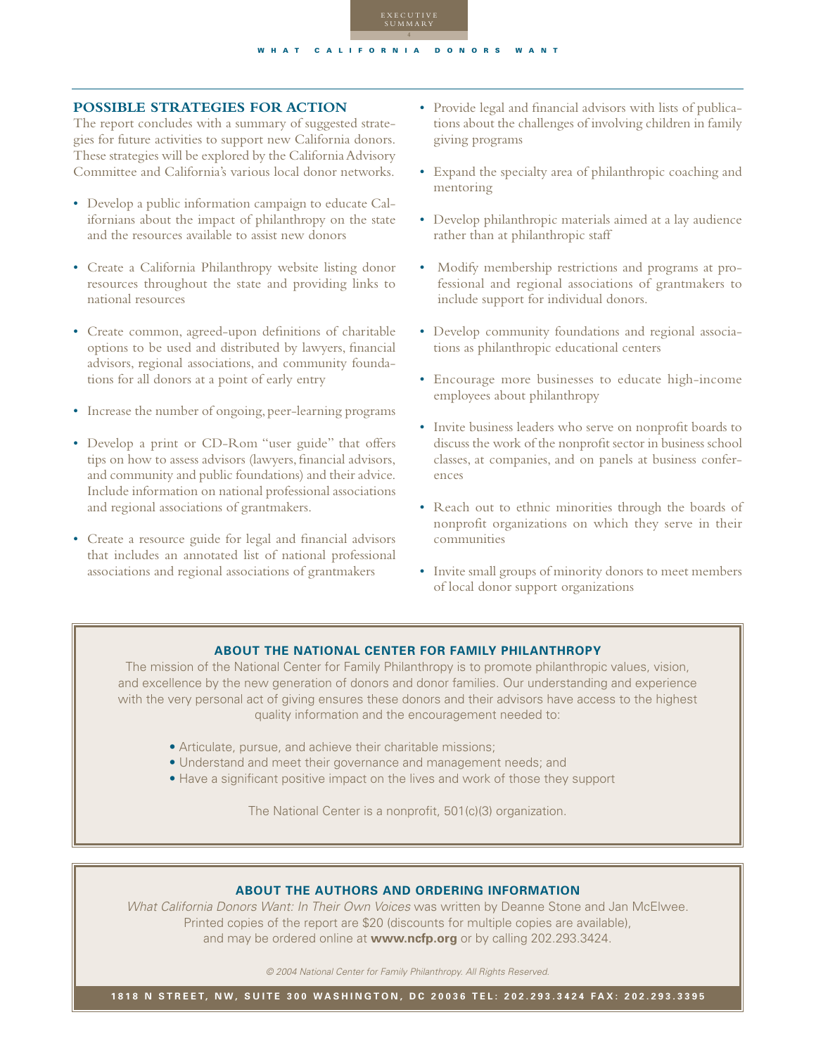## POSSIBLE STRATEGIES FOR ACTION

The report concludes with a summary of suggested strategies for future activities to support new California donors. These strategies will be explored by the California Advisory Committee and California's various local donor networks.

- Develop a public information campaign to educate Californians about the impact of philanthropy on the state and the resources available to assist new donors
- Create a California Philanthropy website listing donor resources throughout the state and providing links to national resources
- Create common, agreed-upon definitions of charitable options to be used and distributed by lawyers, financial advisors, regional associations, and community foundations for all donors at a point of early entry
- Increase the number of ongoing, peer-learning programs
- Develop a print or CD-Rom "user guide" that offers tips on how to assess advisors (lawyers, financial advisors, and community and public foundations) and their advice. Include information on national professional associations and regional associations of grantmakers.
- Create a resource guide for legal and financial advisors that includes an annotated list of national professional associations and regional associations of grantmakers
- Provide legal and financial advisors with lists of publications about the challenges of involving children in family giving programs
- Expand the specialty area of philanthropic coaching and mentoring
- Develop philanthropic materials aimed at a lay audience rather than at philanthropic staff
- Modify membership restrictions and programs at professional and regional associations of grantmakers to include support for individual donors.
- Develop community foundations and regional associations as philanthropic educational centers
- Encourage more businesses to educate high-income employees about philanthropy
- Invite business leaders who serve on nonprofit boards to discuss the work of the nonprofit sector in business school classes, at companies, and on panels at business conferences
- Reach out to ethnic minorities through the boards of nonprofit organizations on which they serve in their communities
- Invite small groups of minority donors to meet members of local donor support organizations

### ABOUT THE NATIONAL CENTER FOR FAMILY PHILANTHROPY

The mission of the National Center for Family Philanthropy is to promote philanthropic values, vision, and excellence by the new generation of donors and donor families. Our understanding and experience with the very personal act of giving ensures these donors and their advisors have access to the highest quality information and the encouragement needed to:

- Articulate, pursue, and achieve their charitable missions;
- Understand and meet their governance and management needs; and
- Have a significant positive impact on the lives and work of those they support

The National Center is a nonprofit, 501(c)(3) organization.

### ABOUT THE AUTHORS AND ORDERING INFORMATION

*What California Donors Want: In Their Own Voices* was written by Deanne Stone and Jan McElwee. Printed copies of the report are $20 (discounts for multiple copies are available), and may be ordered online at **www.ncfp.org** or by calling 202.293.3424.

*© 2004 National Center for Family Philanthropy. All Rights Reserved.*

**1818 N STREET, NW, SUITE 300 WASHINGTON, DC 20036 TEL: 202.293.3424 FAX: 202.293.3395**